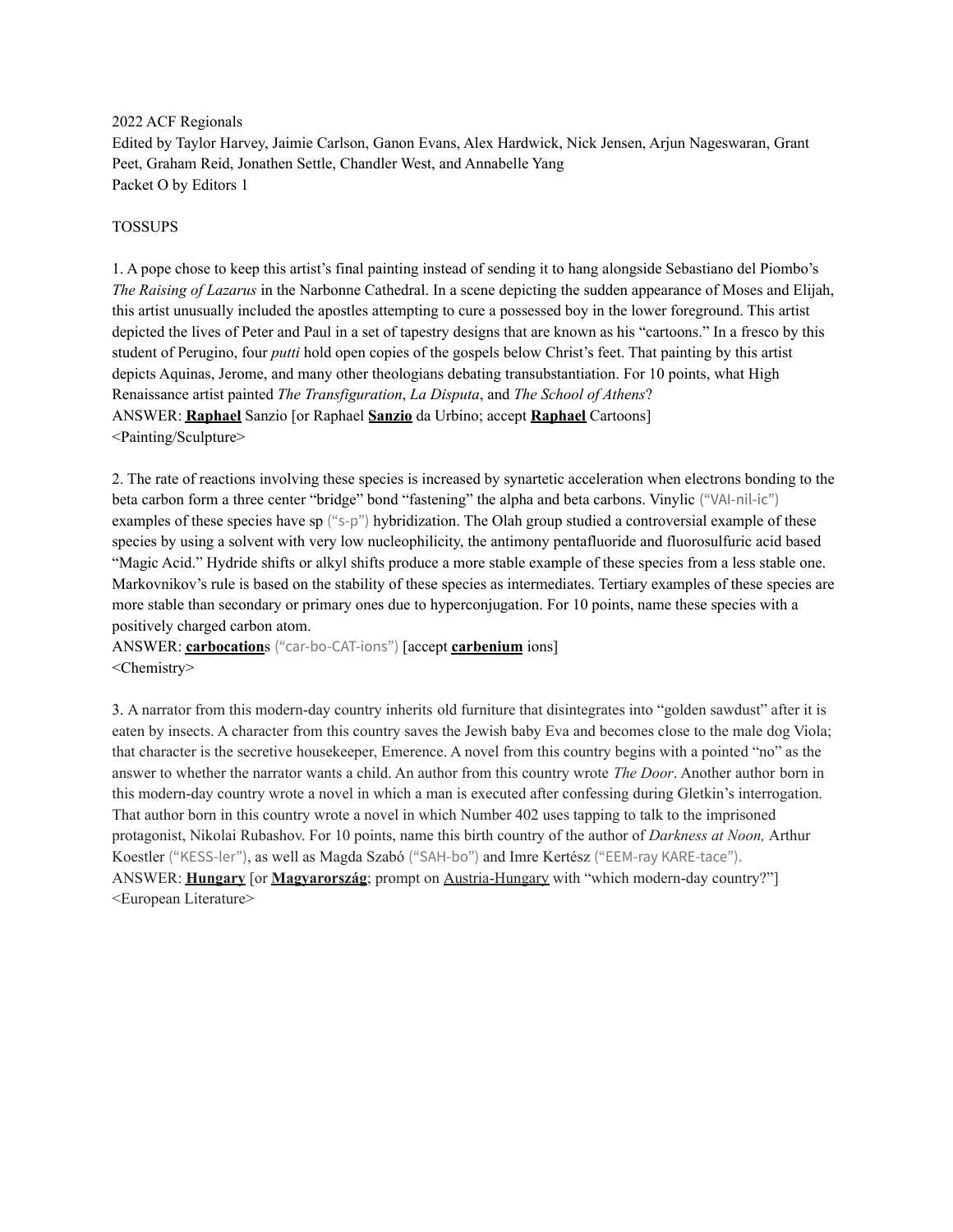2022 ACF Regionals
Edited by Taylor Harvey, Jaimie Carlson, Ganon Evans, Alex Hardwick, Nick Jensen, Arjun Nageswaran, Grant Peet, Graham Reid, Jonathen Settle, Chandler West, and Annabelle Yang
Packet O by Editors 1

TOSSUPS

1. A pope chose to keep this artist's final painting instead of sending it to hang alongside Sebastiano del Piombo's *The Raising of Lazarus* in the Narbonne Cathedral. In a scene depicting the sudden appearance of Moses and Elijah, this artist unusually included the apostles attempting to cure a possessed boy in the lower foreground. This artist depicted the lives of Peter and Paul in a set of tapestry designs that are known as his "cartoons." In a fresco by this student of Perugino, four *putti* hold open copies of the gospels below Christ's feet. That painting by this artist depicts Aquinas, Jerome, and many other theologians debating transubstantiation. For 10 points, what High Renaissance artist painted *The Transfiguration*, *La Disputa*, and *The School of Athens*?
ANSWER: **Raphael** Sanzio [or Raphael **Sanzio** da Urbino; accept **Raphael** Cartoons]
<Painting/Sculpture>

2. The rate of reactions involving these species is increased by synartetic acceleration when electrons bonding to the beta carbon form a three center "bridge" bond "fastening" the alpha and beta carbons. Vinylic ("VAI-nil-ic") examples of these species have sp ("s-p") hybridization. The Olah group studied a controversial example of these species by using a solvent with very low nucleophilicity, the antimony pentafluoride and fluorosulfuric acid based "Magic Acid." Hydride shifts or alkyl shifts produce a more stable example of these species from a less stable one. Markovnikov's rule is based on the stability of these species as intermediates. Tertiary examples of these species are more stable than secondary or primary ones due to hyperconjugation. For 10 points, name these species with a positively charged carbon atom.
ANSWER: **carbocation**s ("car-bo-CAT-ions") [accept **carbenium** ions]
<Chemistry>

3. A narrator from this modern-day country inherits old furniture that disintegrates into "golden sawdust" after it is eaten by insects. A character from this country saves the Jewish baby Eva and becomes close to the male dog Viola; that character is the secretive housekeeper, Emerence. A novel from this country begins with a pointed "no" as the answer to whether the narrator wants a child. An author from this country wrote *The Door*. Another author born in this modern-day country wrote a novel in which a man is executed after confessing during Gletkin's interrogation. That author born in this country wrote a novel in which Number 402 uses tapping to talk to the imprisoned protagonist, Nikolai Rubashov. For 10 points, name this birth country of the author of *Darkness at Noon,* Arthur Koestler ("KESS-ler"), as well as Magda Szabó ("SAH-bo") and Imre Kertész ("EEM-ray KARE-tace").
ANSWER: **Hungary** [or **Magyarország**; prompt on Austria-Hungary with "which modern-day country?"]
<European Literature>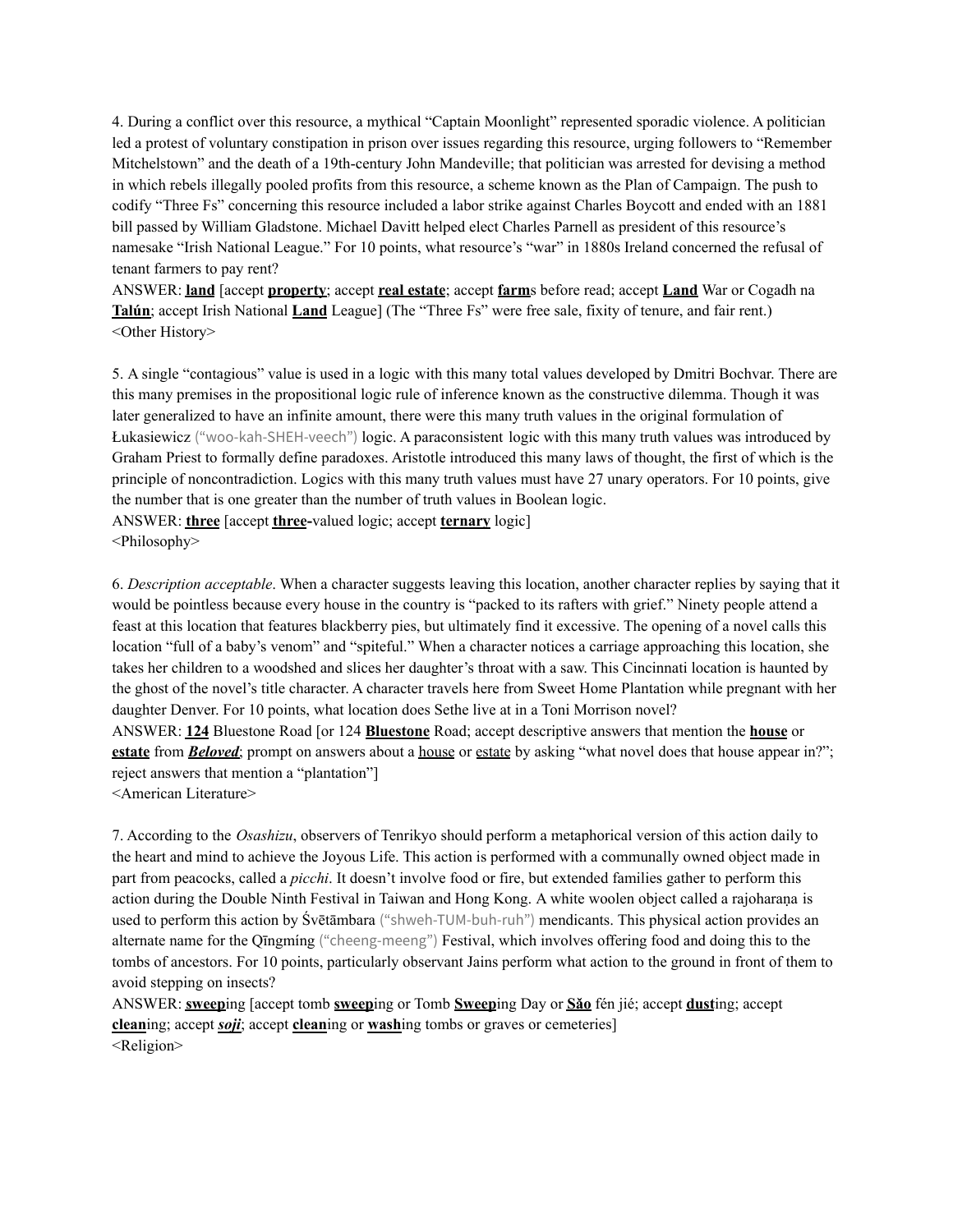4. During a conflict over this resource, a mythical "Captain Moonlight" represented sporadic violence. A politician led a protest of voluntary constipation in prison over issues regarding this resource, urging followers to "Remember Mitchelstown" and the death of a 19th-century John Mandeville; that politician was arrested for devising a method in which rebels illegally pooled profits from this resource, a scheme known as the Plan of Campaign. The push to codify "Three Fs" concerning this resource included a labor strike against Charles Boycott and ended with an 1881 bill passed by William Gladstone. Michael Davitt helped elect Charles Parnell as president of this resource's namesake "Irish National League." For 10 points, what resource's "war" in 1880s Ireland concerned the refusal of tenant farmers to pay rent?

ANSWER: **land** [accept **property**; accept **real estate**; accept **farm**s before read; accept **Land** War or Cogadh na **Talún**; accept Irish National **Land** League] (The "Three Fs" were free sale, fixity of tenure, and fair rent.)

<Other History>

5. A single "contagious" value is used in a logic with this many total values developed by Dmitri Bochvar. There are this many premises in the propositional logic rule of inference known as the constructive dilemma. Though it was later generalized to have an infinite amount, there were this many truth values in the original formulation of Łukasiewicz ("woo-kah-SHEH-veech") logic. A paraconsistent logic with this many truth values was introduced by Graham Priest to formally define paradoxes. Aristotle introduced this many laws of thought, the first of which is the principle of noncontradiction. Logics with this many truth values must have 27 unary operators. For 10 points, give the number that is one greater than the number of truth values in Boolean logic.

ANSWER: **three** [accept **three-**valued logic; accept **ternary** logic]

<Philosophy>

6. *Description acceptable*. When a character suggests leaving this location, another character replies by saying that it would be pointless because every house in the country is "packed to its rafters with grief." Ninety people attend a feast at this location that features blackberry pies, but ultimately find it excessive. The opening of a novel calls this location "full of a baby's venom" and "spiteful." When a character notices a carriage approaching this location, she takes her children to a woodshed and slices her daughter's throat with a saw. This Cincinnati location is haunted by the ghost of the novel's title character. A character travels here from Sweet Home Plantation while pregnant with her daughter Denver. For 10 points, what location does Sethe live at in a Toni Morrison novel?

ANSWER: **124** Bluestone Road [or 124 **Bluestone** Road; accept descriptive answers that mention the **house** or **estate** from ***Beloved***; prompt on answers about a house or estate by asking "what novel does that house appear in?"; reject answers that mention a "plantation"]

<American Literature>

7. According to the *Osashizu*, observers of Tenrikyo should perform a metaphorical version of this action daily to the heart and mind to achieve the Joyous Life. This action is performed with a communally owned object made in part from peacocks, called a *picchi*. It doesn't involve food or fire, but extended families gather to perform this action during the Double Ninth Festival in Taiwan and Hong Kong. A white woolen object called a rajoharaṇa is used to perform this action by Śvētāmbara ("shweh-TUM-buh-ruh") mendicants. This physical action provides an alternate name for the Qīngmíng ("cheeng-meeng") Festival, which involves offering food and doing this to the tombs of ancestors. For 10 points, particularly observant Jains perform what action to the ground in front of them to avoid stepping on insects?

ANSWER: **sweep**ing [accept tomb **sweep**ing or Tomb **Sweep**ing Day or **Sǎo** fén jié; accept **dust**ing; accept **clean**ing; accept ***soji***; accept **clean**ing or **wash**ing tombs or graves or cemeteries]

<Religion>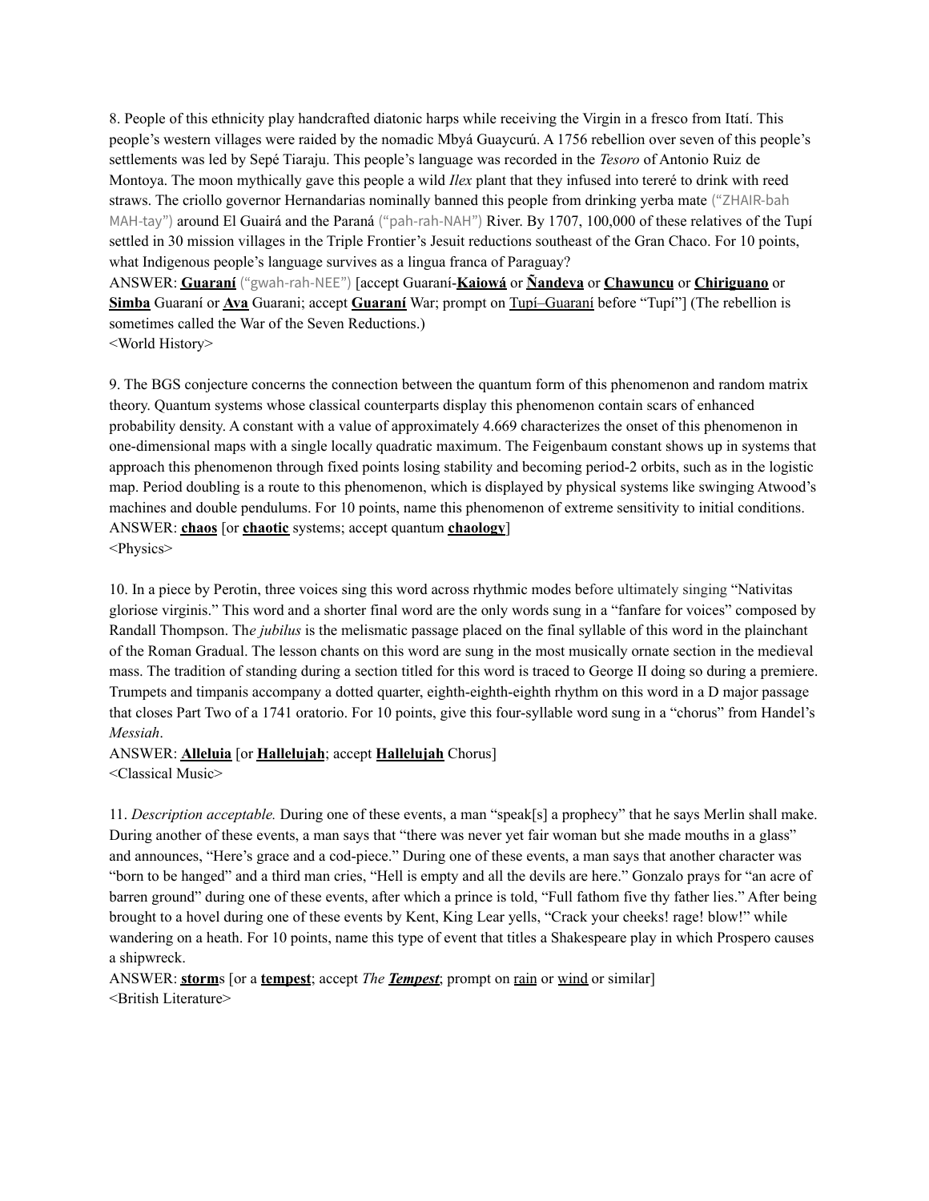8. People of this ethnicity play handcrafted diatonic harps while receiving the Virgin in a fresco from Itatí. This people's western villages were raided by the nomadic Mbyá Guaycurú. A 1756 rebellion over seven of this people's settlements was led by Sepé Tiaraju. This people's language was recorded in the *Tesoro* of Antonio Ruiz de Montoya. The moon mythically gave this people a wild *Ilex* plant that they infused into tereré to drink with reed straws. The criollo governor Hernandarias nominally banned this people from drinking yerba mate ("ZHAIR-bah MAH-tay") around El Guairá and the Paraná ("pah-rah-NAH") River. By 1707, 100,000 of these relatives of the Tupí settled in 30 mission villages in the Triple Frontier's Jesuit reductions southeast of the Gran Chaco. For 10 points, what Indigenous people's language survives as a lingua franca of Paraguay?

ANSWER: **<u>Guaraní</u>** ("gwah-rah-NEE") [accept Guaraní-**<u>Kaiowá</u>** or **<u>Ñandeva</u>** or **<u>Chawuncu</u>** or **<u>Chiriguano</u>** or **<u>Simba</u>** Guaraní or **<u>Ava</u>** Guaraní; accept **<u>Guaraní</u>** War; prompt on <u>Tupí–Guaraní</u> before "Tupí"] (The rebellion is sometimes called the War of the Seven Reductions.)

<World History>

9. The BGS conjecture concerns the connection between the quantum form of this phenomenon and random matrix theory. Quantum systems whose classical counterparts display this phenomenon contain scars of enhanced probability density. A constant with a value of approximately 4.669 characterizes the onset of this phenomenon in one-dimensional maps with a single locally quadratic maximum. The Feigenbaum constant shows up in systems that approach this phenomenon through fixed points losing stability and becoming period-2 orbits, such as in the logistic map. Period doubling is a route to this phenomenon, which is displayed by physical systems like swinging Atwood's machines and double pendulums. For 10 points, name this phenomenon of extreme sensitivity to initial conditions.

ANSWER: **<u>chaos</u>** [or **<u>chaotic</u>** systems; accept quantum **<u>chaology</u>**]

<Physics>

10. In a piece by Perotin, three voices sing this word across rhythmic modes before ultimately singing "Nativitas gloriose virginis." This word and a shorter final word are the only words sung in a "fanfare for voices" composed by Randall Thompson. The *jubilus* is the melismatic passage placed on the final syllable of this word in the plainchant of the Roman Gradual. The lesson chants on this word are sung in the most musically ornate section in the medieval mass. The tradition of standing during a section titled for this word is traced to George II doing so during a premiere. Trumpets and timpanis accompany a dotted quarter, eighth-eighth-eighth rhythm on this word in a D major passage that closes Part Two of a 1741 oratorio. For 10 points, give this four-syllable word sung in a "chorus" from Handel's *Messiah*.

ANSWER: **<u>Alleluia</u>** [or **<u>Hallelujah</u>**; accept **<u>Hallelujah</u>** Chorus]

<Classical Music>

11. *Description acceptable.* During one of these events, a man "speak[s] a prophecy" that he says Merlin shall make. During another of these events, a man says that "there was never yet fair woman but she made mouths in a glass" and announces, "Here's grace and a cod-piece." During one of these events, a man says that another character was "born to be hanged" and a third man cries, "Hell is empty and all the devils are here." Gonzalo prays for "an acre of barren ground" during one of these events, after which a prince is told, "Full fathom five thy father lies." After being brought to a hovel during one of these events by Kent, King Lear yells, "Crack your cheeks! rage! blow!" while wandering on a heath. For 10 points, name this type of event that titles a Shakespeare play in which Prospero causes a shipwreck.

ANSWER: **<u>storm</u>**s [or a **<u>tempest</u>**; accept *The **<u>Tempest</u>***; prompt on <u>rain</u> or <u>wind</u> or similar]

<British Literature>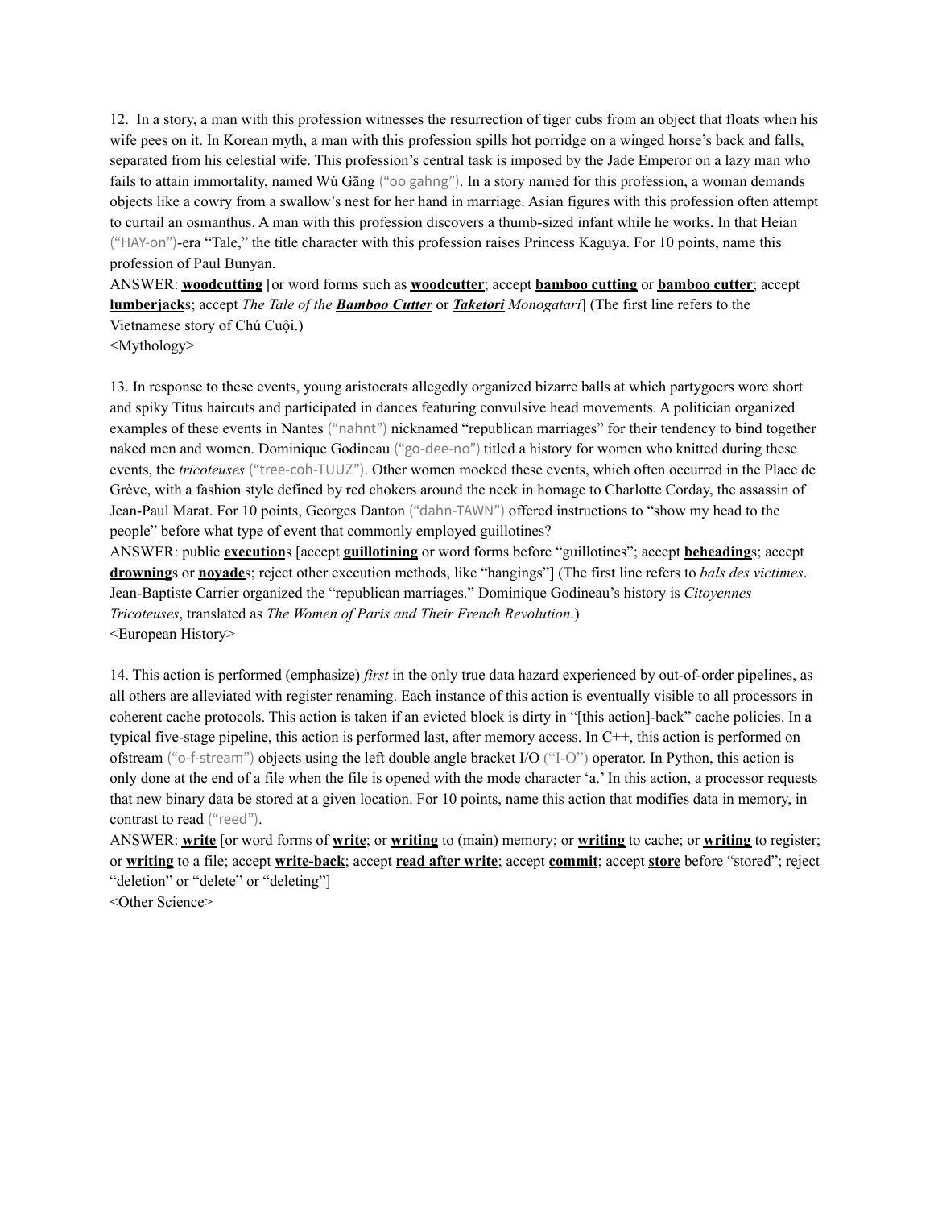12. In a story, a man with this profession witnesses the resurrection of tiger cubs from an object that floats when his wife pees on it. In Korean myth, a man with this profession spills hot porridge on a winged horse's back and falls, separated from his celestial wife. This profession's central task is imposed by the Jade Emperor on a lazy man who fails to attain immortality, named Wú Gāng ("oo gahng"). In a story named for this profession, a woman demands objects like a cowry from a swallow's nest for her hand in marriage. Asian figures with this profession often attempt to curtail an osmanthus. A man with this profession discovers a thumb-sized infant while he works. In that Heian ("HAY-on")-era "Tale," the title character with this profession raises Princess Kaguya. For 10 points, name this profession of Paul Bunyan.

ANSWER: **<u>woodcutting</u>** [or word forms such as **<u>woodcutter</u>**; accept **<u>bamboo cutting</u>** or **<u>bamboo cutter</u>**; accept **<u>lumberjack</u>**s; accept *The Tale of the **<u>Bamboo Cutter</u>*** or ***<u>Taketori</u>** Monogatari*] (The first line refers to the Vietnamese story of Chú Cuội.)

<Mythology>

13. In response to these events, young aristocrats allegedly organized bizarre balls at which partygoers wore short and spiky Titus haircuts and participated in dances featuring convulsive head movements. A politician organized examples of these events in Nantes ("nahnt") nicknamed "republican marriages" for their tendency to bind together naked men and women. Dominique Godineau ("go-dee-no") titled a history for women who knitted during these events, the *tricoteuses* ("tree-coh-TUUZ"). Other women mocked these events, which often occurred in the Place de Grève, with a fashion style defined by red chokers around the neck in homage to Charlotte Corday, the assassin of Jean-Paul Marat. For 10 points, Georges Danton ("dahn-TAWN") offered instructions to "show my head to the people" before what type of event that commonly employed guillotines?

ANSWER: public **<u>execution</u>**s [accept **<u>guillotining</u>** or word forms before "guillotines"; accept **<u>beheading</u>**s; accept **<u>drowning</u>**s or **<u>noyade</u>**s; reject other execution methods, like "hangings"] (The first line refers to *bals des victimes*. Jean-Baptiste Carrier organized the "republican marriages." Dominique Godineau's history is *Citoyennes Tricoteuses*, translated as *The Women of Paris and Their French Revolution*.)

<European History>

14. This action is performed (emphasize) *first* in the only true data hazard experienced by out-of-order pipelines, as all others are alleviated with register renaming. Each instance of this action is eventually visible to all processors in coherent cache protocols. This action is taken if an evicted block is dirty in "[this action]-back" cache policies. In a typical five-stage pipeline, this action is performed last, after memory access. In C++, this action is performed on ofstream ("o-f-stream") objects using the left double angle bracket I/O ("I-O") operator. In Python, this action is only done at the end of a file when the file is opened with the mode character 'a.' In this action, a processor requests that new binary data be stored at a given location. For 10 points, name this action that modifies data in memory, in contrast to read ("reed").

ANSWER: **<u>write</u>** [or word forms of **<u>write</u>**; or **<u>writing</u>** to (main) memory; or **<u>writing</u>** to cache; or **<u>writing</u>** to register; or **<u>writing</u>** to a file; accept **<u>write-back</u>**; accept **<u>read after write</u>**; accept **<u>commit</u>**; accept **<u>store</u>** before "stored"; reject "deletion" or "delete" or "deleting"]

<Other Science>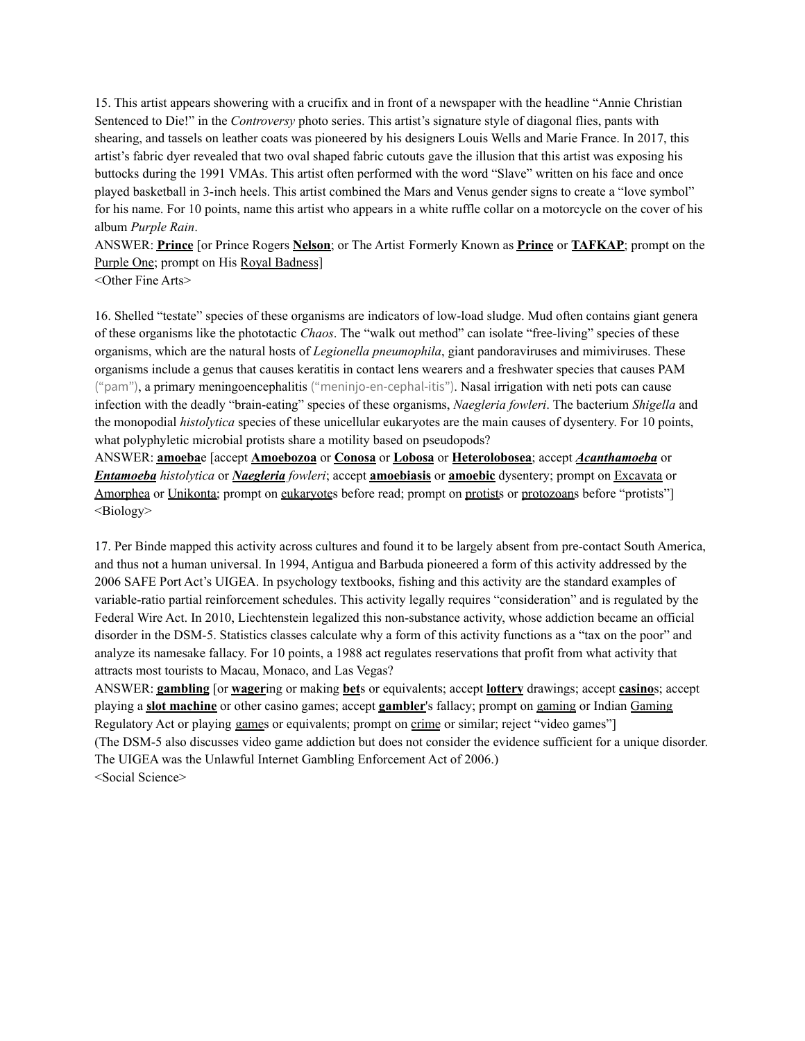15. This artist appears showering with a crucifix and in front of a newspaper with the headline "Annie Christian Sentenced to Die!" in the *Controversy* photo series. This artist's signature style of diagonal flies, pants with shearing, and tassels on leather coats was pioneered by his designers Louis Wells and Marie France. In 2017, this artist's fabric dyer revealed that two oval shaped fabric cutouts gave the illusion that this artist was exposing his buttocks during the 1991 VMAs. This artist often performed with the word "Slave" written on his face and once played basketball in 3-inch heels. This artist combined the Mars and Venus gender signs to create a "love symbol" for his name. For 10 points, name this artist who appears in a white ruffle collar on a motorcycle on the cover of his album *Purple Rain*.

ANSWER: **<u>Prince</u>** [or Prince Rogers **<u>Nelson</u>**; or The Artist Formerly Known as **<u>Prince</u>** or **<u>TAFKAP</u>**; prompt on the <u>Purple One</u>; prompt on His <u>Royal Badness</u>]

<Other Fine Arts>

16. Shelled "testate" species of these organisms are indicators of low-load sludge. Mud often contains giant genera of these organisms like the phototactic *Chaos*. The "walk out method" can isolate "free-living" species of these organisms, which are the natural hosts of *Legionella pneumophila*, giant pandoraviruses and mimiviruses. These organisms include a genus that causes keratitis in contact lens wearers and a freshwater species that causes PAM ("pam"), a primary meningoencephalitis ("meninjo-en-cephal-itis"). Nasal irrigation with neti pots can cause infection with the deadly "brain-eating" species of these organisms, *Naegleria fowleri*. The bacterium *Shigella* and the monopodial *histolytica* species of these unicellular eukaryotes are the main causes of dysentery. For 10 points, what polyphyletic microbial protists share a motility based on pseudopods?

ANSWER: **<u>amoeba</u>**e [accept **<u>Amoebozoa</u>** or **<u>Conosa</u>** or **<u>Lobosa</u>** or **<u>Heterolobosea</u>**; accept ***<u>Acanthamoeba</u>*** or ***<u>Entamoeba</u>*** *histolytica* or ***<u>Naegleria</u>*** *fowleri*; accept **<u>amoebiasis</u>** or **<u>amoebic</u>** dysentery; prompt on <u>Excavata</u> or <u>Amorphea</u> or <u>Unikonta</u>; prompt on <u>eukaryote</u>s before read; prompt on <u>protist</u>s or <u>protozoan</u>s before "protists"]

<Biology>

17. Per Binde mapped this activity across cultures and found it to be largely absent from pre-contact South America, and thus not a human universal. In 1994, Antigua and Barbuda pioneered a form of this activity addressed by the 2006 SAFE Port Act's UIGEA. In psychology textbooks, fishing and this activity are the standard examples of variable-ratio partial reinforcement schedules. This activity legally requires "consideration" and is regulated by the Federal Wire Act. In 2010, Liechtenstein legalized this non-substance activity, whose addiction became an official disorder in the DSM-5. Statistics classes calculate why a form of this activity functions as a "tax on the poor" and analyze its namesake fallacy. For 10 points, a 1988 act regulates reservations that profit from what activity that attracts most tourists to Macau, Monaco, and Las Vegas?

ANSWER: **<u>gambling</u>** [or **<u>wager</u>**ing or making **<u>bet</u>**s or equivalents; accept **<u>lottery</u>** drawings; accept **<u>casino</u>**s; accept playing a **<u>slot machine</u>** or other casino games; accept **<u>gambler</u>**'s fallacy; prompt on <u>gaming</u> or Indian <u>Gaming</u> Regulatory Act or playing <u>game</u>s or equivalents; prompt on <u>crime</u> or similar; reject "video games"]

(The DSM-5 also discusses video game addiction but does not consider the evidence sufficient for a unique disorder. The UIGEA was the Unlawful Internet Gambling Enforcement Act of 2006.)

<Social Science>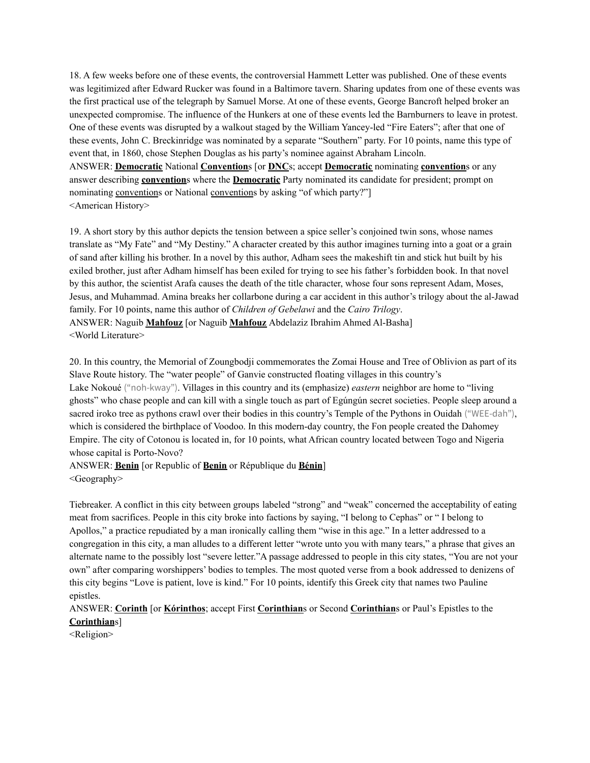18. A few weeks before one of these events, the controversial Hammett Letter was published. One of these events was legitimized after Edward Rucker was found in a Baltimore tavern. Sharing updates from one of these events was the first practical use of the telegraph by Samuel Morse. At one of these events, George Bancroft helped broker an unexpected compromise. The influence of the Hunkers at one of these events led the Barnburners to leave in protest. One of these events was disrupted by a walkout staged by the William Yancey-led "Fire Eaters"; after that one of these events, John C. Breckinridge was nominated by a separate "Southern" party. For 10 points, name this type of event that, in 1860, chose Stephen Douglas as his party's nominee against Abraham Lincoln.
ANSWER: **Democratic** National **Convention**s [or **DNC**s; accept **Democratic** nominating **convention**s or any answer describing **convention**s where the **Democratic** Party nominated its candidate for president; prompt on nominating conventions or National conventions by asking "of which party?"]
<American History>

19. A short story by this author depicts the tension between a spice seller's conjoined twin sons, whose names translate as "My Fate" and "My Destiny." A character created by this author imagines turning into a goat or a grain of sand after killing his brother. In a novel by this author, Adham sees the makeshift tin and stick hut built by his exiled brother, just after Adham himself has been exiled for trying to see his father's forbidden book. In that novel by this author, the scientist Arafa causes the death of the title character, whose four sons represent Adam, Moses, Jesus, and Muhammad. Amina breaks her collarbone during a car accident in this author's trilogy about the al-Jawad family. For 10 points, name this author of *Children of Gebelawi* and the *Cairo Trilogy*.
ANSWER: Naguib **Mahfouz** [or Naguib **Mahfouz** Abdelaziz Ibrahim Ahmed Al-Basha]
<World Literature>

20. In this country, the Memorial of Zoungbodji commemorates the Zomai House and Tree of Oblivion as part of its Slave Route history. The "water people" of Ganvie constructed floating villages in this country's Lake Nokoué ("noh-kway"). Villages in this country and its (emphasize) *eastern* neighbor are home to "living ghosts" who chase people and can kill with a single touch as part of Egúngún secret societies. People sleep around a sacred iroko tree as pythons crawl over their bodies in this country's Temple of the Pythons in Ouidah ("WEE-dah"), which is considered the birthplace of Voodoo. In this modern-day country, the Fon people created the Dahomey Empire. The city of Cotonou is located in, for 10 points, what African country located between Togo and Nigeria whose capital is Porto-Novo?
ANSWER: **Benin** [or Republic of **Benin** or République du **Bénin**]
<Geography>

Tiebreaker. A conflict in this city between groups labeled "strong" and "weak" concerned the acceptability of eating meat from sacrifices. People in this city broke into factions by saying, "I belong to Cephas" or " I belong to Apollos," a practice repudiated by a man ironically calling them "wise in this age." In a letter addressed to a congregation in this city, a man alludes to a different letter "wrote unto you with many tears," a phrase that gives an alternate name to the possibly lost "severe letter."A passage addressed to people in this city states, "You are not your own" after comparing worshippers' bodies to temples. The most quoted verse from a book addressed to denizens of this city begins "Love is patient, love is kind." For 10 points, identify this Greek city that names two Pauline epistles.
ANSWER: **Corinth** [or **Kórinthos**; accept First **Corinthian**s or Second **Corinthian**s or Paul's Epistles to the **Corinthian**s]
<Religion>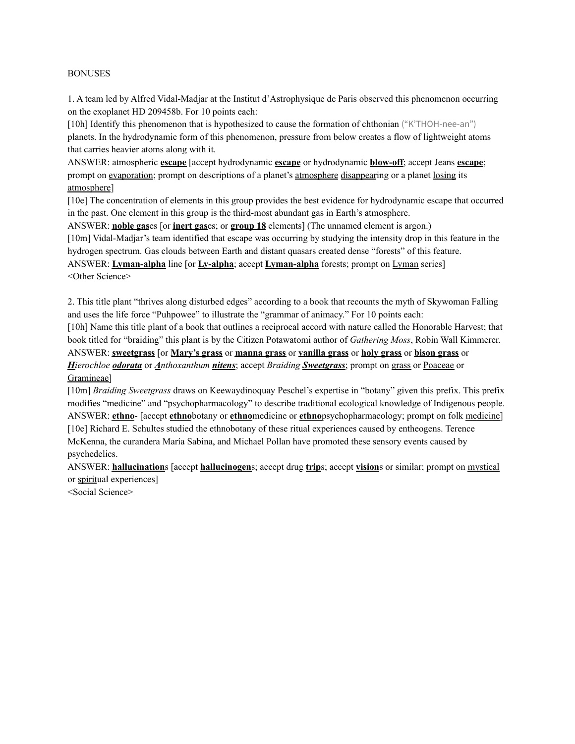BONUSES

1. A team led by Alfred Vidal-Madjar at the Institut d'Astrophysique de Paris observed this phenomenon occurring on the exoplanet HD 209458b. For 10 points each:

[10h] Identify this phenomenon that is hypothesized to cause the formation of chthonian ("K'THOH-nee-an") planets. In the hydrodynamic form of this phenomenon, pressure from below creates a flow of lightweight atoms that carries heavier atoms along with it.

ANSWER: atmospheric **escape** [accept hydrodynamic **escape** or hydrodynamic **blow-off**; accept Jeans **escape**; prompt on evaporation; prompt on descriptions of a planet's atmosphere disappearing or a planet losing its atmosphere]

[10e] The concentration of elements in this group provides the best evidence for hydrodynamic escape that occurred in the past. One element in this group is the third-most abundant gas in Earth's atmosphere.

ANSWER: **noble gas**es [or **inert gas**es; or **group 18** elements] (The unnamed element is argon.)

[10m] Vidal-Madjar's team identified that escape was occurring by studying the intensity drop in this feature in the hydrogen spectrum. Gas clouds between Earth and distant quasars created dense "forests" of this feature.

ANSWER: **Lyman-alpha** line [or **Ly-alpha**; accept **Lyman-alpha** forests; prompt on Lyman series]

<Other Science>

2. This title plant "thrives along disturbed edges" according to a book that recounts the myth of Skywoman Falling and uses the life force "Puhpowee" to illustrate the "grammar of animacy." For 10 points each:

[10h] Name this title plant of a book that outlines a reciprocal accord with nature called the Honorable Harvest; that book titled for "braiding" this plant is by the Citizen Potawatomi author of *Gathering Moss*, Robin Wall Kimmerer.

ANSWER: **sweetgrass** [or **Mary's grass** or **manna grass** or **vanilla grass** or **holy grass** or **bison grass** or ***H****ierochloe* ***odorata*** or ***A****nthoxanthum* ***nitens***; accept *Braiding* ***Sweetgrass***; prompt on grass or Poaceae or Gramineae]

[10m] *Braiding Sweetgrass* draws on Keewaydinoquay Peschel's expertise in "botany" given this prefix. This prefix modifies "medicine" and "psychopharmacology" to describe traditional ecological knowledge of Indigenous people.

ANSWER: **ethno**- [accept **ethno**botany or **ethno**medicine or **ethno**psychopharmacology; prompt on folk medicine]

[10e] Richard E. Schultes studied the ethnobotany of these ritual experiences caused by entheogens. Terence McKenna, the curandera María Sabina, and Michael Pollan have promoted these sensory events caused by psychedelics.

ANSWER: **hallucination**s [accept **hallucinogen**s; accept drug **trip**s; accept **vision**s or similar; prompt on mystical or spiritual experiences]

<Social Science>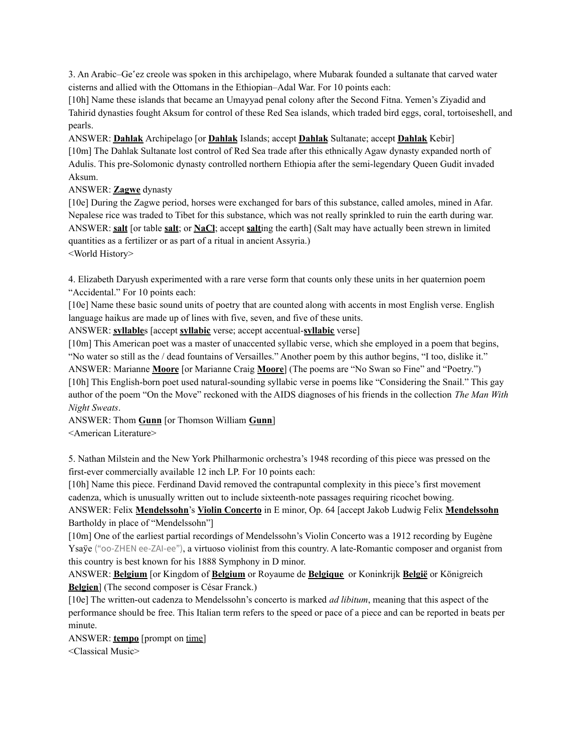3. An Arabic–Geʼez creole was spoken in this archipelago, where Mubarak founded a sultanate that carved water cisterns and allied with the Ottomans in the Ethiopian–Adal War. For 10 points each:

[10h] Name these islands that became an Umayyad penal colony after the Second Fitna. Yemen's Ziyadid and Tahirid dynasties fought Aksum for control of these Red Sea islands, which traded bird eggs, coral, tortoiseshell, and pearls.

ANSWER: **Dahlak** Archipelago [or **Dahlak** Islands; accept **Dahlak** Sultanate; accept **Dahlak** Kebir]

[10m] The Dahlak Sultanate lost control of Red Sea trade after this ethnically Agaw dynasty expanded north of Adulis. This pre-Solomonic dynasty controlled northern Ethiopia after the semi-legendary Queen Gudit invaded Aksum.

ANSWER: **Zagwe** dynasty

[10e] During the Zagwe period, horses were exchanged for bars of this substance, called amoles, mined in Afar. Nepalese rice was traded to Tibet for this substance, which was not really sprinkled to ruin the earth during war.

ANSWER: **salt** [or table **salt**; or **NaCl**; accept **salt**ing the earth] (Salt may have actually been strewn in limited quantities as a fertilizer or as part of a ritual in ancient Assyria.)

<World History>

4. Elizabeth Daryush experimented with a rare verse form that counts only these units in her quaternion poem "Accidental." For 10 points each:

[10e] Name these basic sound units of poetry that are counted along with accents in most English verse. English language haikus are made up of lines with five, seven, and five of these units.

ANSWER: **syllable**s [accept **syllabic** verse; accept accentual-**syllabic** verse]

[10m] This American poet was a master of unaccented syllabic verse, which she employed in a poem that begins, "No water so still as the / dead fountains of Versailles." Another poem by this author begins, "I too, dislike it."

ANSWER: Marianne **Moore** [or Marianne Craig **Moore**] (The poems are "No Swan so Fine" and "Poetry.")

[10h] This English-born poet used natural-sounding syllabic verse in poems like "Considering the Snail." This gay author of the poem "On the Move" reckoned with the AIDS diagnoses of his friends in the collection *The Man With Night Sweats*.

ANSWER: Thom **Gunn** [or Thomson William **Gunn**]

<American Literature>

5. Nathan Milstein and the New York Philharmonic orchestra's 1948 recording of this piece was pressed on the first-ever commercially available 12 inch LP. For 10 points each:

[10h] Name this piece. Ferdinand David removed the contrapuntal complexity in this piece's first movement cadenza, which is unusually written out to include sixteenth-note passages requiring ricochet bowing.

ANSWER: Felix **Mendelssohn**'s **Violin Concerto** in E minor, Op. 64 [accept Jakob Ludwig Felix **Mendelssohn** Bartholdy in place of "Mendelssohn"]

[10m] One of the earliest partial recordings of Mendelssohn's Violin Concerto was a 1912 recording by Eugène Ysaÿe ("oo-ZHEN ee-ZAI-ee"), a virtuoso violinist from this country. A late-Romantic composer and organist from this country is best known for his 1888 Symphony in D minor.

ANSWER: **Belgium** [or Kingdom of **Belgium** or Royaume de **Belgique** or Koninkrijk **België** or Königreich **Belgien**] (The second composer is César Franck.)

[10e] The written-out cadenza to Mendelssohn's concerto is marked *ad libitum*, meaning that this aspect of the performance should be free. This Italian term refers to the speed or pace of a piece and can be reported in beats per minute.

ANSWER: **tempo** [prompt on time]

<Classical Music>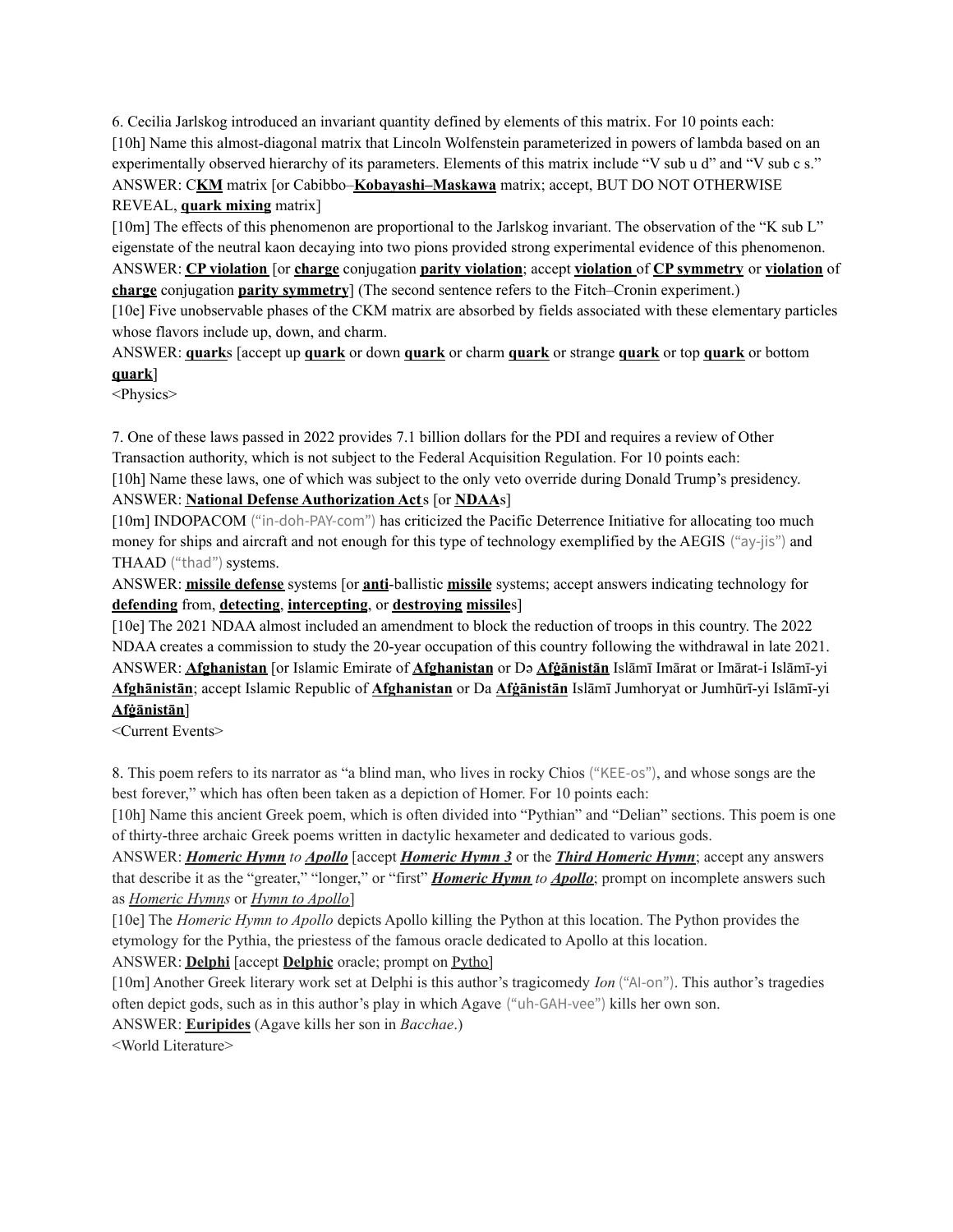6. Cecilia Jarlskog introduced an invariant quantity defined by elements of this matrix. For 10 points each:

[10h] Name this almost-diagonal matrix that Lincoln Wolfenstein parameterized in powers of lambda based on an experimentally observed hierarchy of its parameters. Elements of this matrix include "V sub u d" and "V sub c s."

ANSWER: C**KM** matrix [or Cabibbo–**Kobayashi–Maskawa** matrix; accept, BUT DO NOT OTHERWISE REVEAL, **quark mixing** matrix]

[10m] The effects of this phenomenon are proportional to the Jarlskog invariant. The observation of the "K sub L" eigenstate of the neutral kaon decaying into two pions provided strong experimental evidence of this phenomenon.

ANSWER: **CP violation** [or **charge** conjugation **parity violation**; accept **violation** of **CP symmetry** or **violation** of **charge** conjugation **parity symmetry**] (The second sentence refers to the Fitch–Cronin experiment.)

[10e] Five unobservable phases of the CKM matrix are absorbed by fields associated with these elementary particles whose flavors include up, down, and charm.

ANSWER: **quark**s [accept up **quark** or down **quark** or charm **quark** or strange **quark** or top **quark** or bottom **quark**]

<Physics>

7. One of these laws passed in 2022 provides 7.1 billion dollars for the PDI and requires a review of Other Transaction authority, which is not subject to the Federal Acquisition Regulation. For 10 points each:

[10h] Name these laws, one of which was subject to the only veto override during Donald Trump's presidency.

ANSWER: **National Defense Authorization Act**s [or **NDAA**s]

[10m] INDOPACOM ("in-doh-PAY-com") has criticized the Pacific Deterrence Initiative for allocating too much money for ships and aircraft and not enough for this type of technology exemplified by the AEGIS ("ay-jis") and THAAD ("thad") systems.

ANSWER: **missile defense** systems [or **anti**-ballistic **missile** systems; accept answers indicating technology for **defending** from, **detecting**, **intercepting**, or **destroying** **missile**s]

[10e] The 2021 NDAA almost included an amendment to block the reduction of troops in this country. The 2022 NDAA creates a commission to study the 20-year occupation of this country following the withdrawal in late 2021.

ANSWER: **Afghanistan** [or Islamic Emirate of **Afghanistan** or Də **Afġānistān** Islāmī Imārat or Imārat-i Islāmī-yi **Afghānistān**; accept Islamic Republic of **Afghanistan** or Da **Afġānistān** Islāmī Jumhoryat or Jumhūrī-yi Islāmī-yi **Afġānistān**]

<Current Events>

8. This poem refers to its narrator as "a blind man, who lives in rocky Chios ("KEE-os"), and whose songs are the best forever," which has often been taken as a depiction of Homer. For 10 points each:

[10h] Name this ancient Greek poem, which is often divided into "Pythian" and "Delian" sections. This poem is one of thirty-three archaic Greek poems written in dactylic hexameter and dedicated to various gods.

ANSWER: ***Homeric Hymn** to **Apollo*** [accept ***Homeric Hymn 3*** or the ***Third Homeric Hymn***; accept any answers that describe it as the "greater," "longer," or "first" ***Homeric Hymn** to **Apollo***; prompt on incomplete answers such as *Homeric Hymns* or *Hymn to Apollo*]

[10e] The *Homeric Hymn to Apollo* depicts Apollo killing the Python at this location. The Python provides the etymology for the Pythia, the priestess of the famous oracle dedicated to Apollo at this location.

ANSWER: **Delphi** [accept **Delphic** oracle; prompt on Pytho]

[10m] Another Greek literary work set at Delphi is this author's tragicomedy *Ion* ("AI-on"). This author's tragedies often depict gods, such as in this author's play in which Agave ("uh-GAH-vee") kills her own son.

ANSWER: **Euripides** (Agave kills her son in *Bacchae*.)

<World Literature>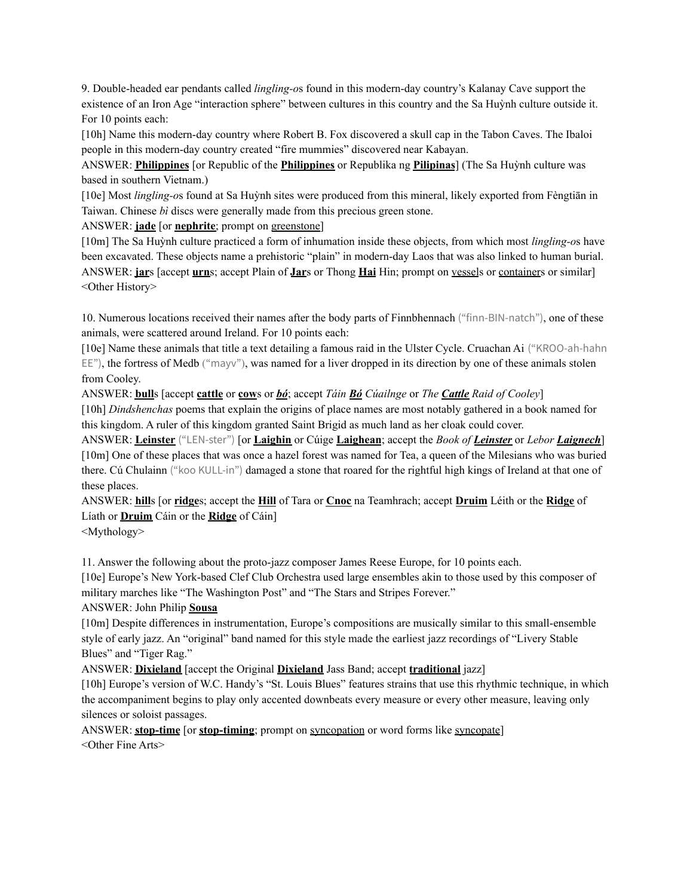9. Double-headed ear pendants called *lingling-o*s found in this modern-day country's Kalanay Cave support the existence of an Iron Age "interaction sphere" between cultures in this country and the Sa Huỳnh culture outside it. For 10 points each:

[10h] Name this modern-day country where Robert B. Fox discovered a skull cap in the Tabon Caves. The Ibaloi people in this modern-day country created "fire mummies" discovered near Kabayan.

ANSWER: **Philippines** [or Republic of the **Philippines** or Republika ng **Pilipinas**] (The Sa Huỳnh culture was based in southern Vietnam.)

[10e] Most *lingling-o*s found at Sa Huỳnh sites were produced from this mineral, likely exported from Fèngtiān in Taiwan. Chinese *bì* discs were generally made from this precious green stone.

ANSWER: **jade** [or **nephrite**; prompt on greenstone]

[10m] The Sa Huỳnh culture practiced a form of inhumation inside these objects, from which most *lingling-o*s have been excavated. These objects name a prehistoric "plain" in modern-day Laos that was also linked to human burial.

ANSWER: **jar**s [accept **urn**s; accept Plain of **Jar**s or Thong **Hai** Hin; prompt on vessels or containers or similar]

<Other History>

10. Numerous locations received their names after the body parts of Finnbhennach ("finn-BIN-natch"), one of these animals, were scattered around Ireland. For 10 points each:

[10e] Name these animals that title a text detailing a famous raid in the Ulster Cycle. Cruachan Ai ("KROO-ah-hahn EE"), the fortress of Medb ("mayv"), was named for a liver dropped in its direction by one of these animals stolen from Cooley.

ANSWER: **bull**s [accept **cattle** or **cow**s or ***bó***; accept *Táin **Bó** Cúailnge* or *The **Cattle** Raid of Cooley*]

[10h] *Dindshenchas* poems that explain the origins of place names are most notably gathered in a book named for this kingdom. A ruler of this kingdom granted Saint Brigid as much land as her cloak could cover.

ANSWER: **Leinster** ("LEN-ster") [or **Laighin** or Cúige **Laighean**; accept the *Book of **Leinster*** or *Lebor **Laignech***]

[10m] One of these places that was once a hazel forest was named for Tea, a queen of the Milesians who was buried there. Cú Chulainn ("koo KULL-in") damaged a stone that roared for the rightful high kings of Ireland at that one of these places.

ANSWER: **hill**s [or **ridge**s; accept the **Hill** of Tara or **Cnoc** na Teamhrach; accept **Druim** Léith or the **Ridge** of Líath or **Druim** Cáin or the **Ridge** of Cáin]

<Mythology>

11. Answer the following about the proto-jazz composer James Reese Europe, for 10 points each.

[10e] Europe's New York-based Clef Club Orchestra used large ensembles akin to those used by this composer of military marches like "The Washington Post" and "The Stars and Stripes Forever."

ANSWER: John Philip **Sousa**

[10m] Despite differences in instrumentation, Europe's compositions are musically similar to this small-ensemble style of early jazz. An "original" band named for this style made the earliest jazz recordings of "Livery Stable Blues" and "Tiger Rag."

ANSWER: **Dixieland** [accept the Original **Dixieland** Jass Band; accept **traditional** jazz]

[10h] Europe's version of W.C. Handy's "St. Louis Blues" features strains that use this rhythmic technique, in which the accompaniment begins to play only accented downbeats every measure or every other measure, leaving only silences or soloist passages.

ANSWER: **stop-time** [or **stop-timing**; prompt on syncopation or word forms like syncopate]

<Other Fine Arts>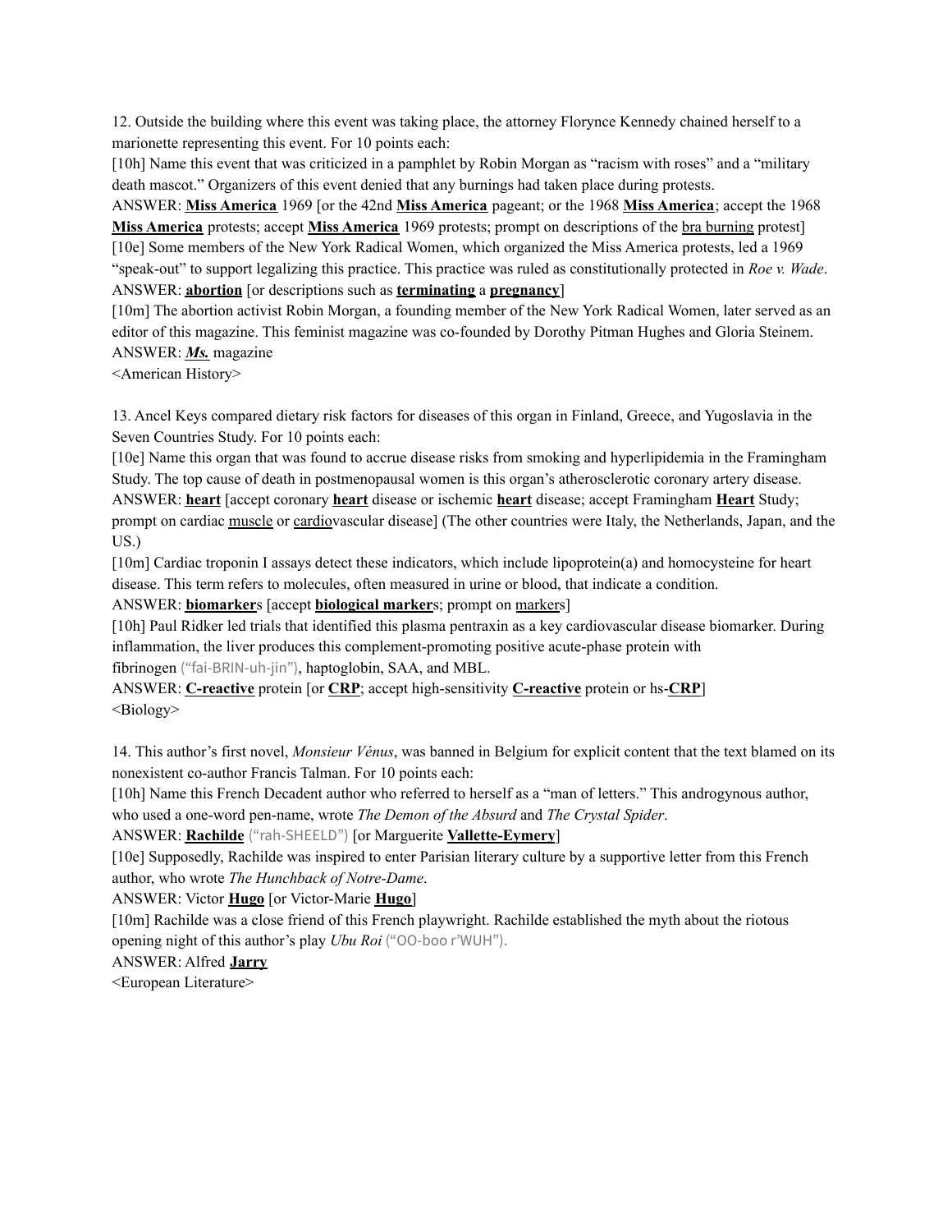12. Outside the building where this event was taking place, the attorney Florynce Kennedy chained herself to a marionette representing this event. For 10 points each:

[10h] Name this event that was criticized in a pamphlet by Robin Morgan as "racism with roses" and a "military death mascot." Organizers of this event denied that any burnings had taken place during protests.

ANSWER: **Miss America** 1969 [or the 42nd **Miss America** pageant; or the 1968 **Miss America**; accept the 1968 **Miss America** protests; accept **Miss America** 1969 protests; prompt on descriptions of the bra burning protest]

[10e] Some members of the New York Radical Women, which organized the Miss America protests, led a 1969 "speak-out" to support legalizing this practice. This practice was ruled as constitutionally protected in *Roe v. Wade*.

ANSWER: **abortion** [or descriptions such as **terminating** a **pregnancy**]

[10m] The abortion activist Robin Morgan, a founding member of the New York Radical Women, later served as an editor of this magazine. This feminist magazine was co-founded by Dorothy Pitman Hughes and Gloria Steinem.

ANSWER: ***Ms.*** magazine

<American History>

13. Ancel Keys compared dietary risk factors for diseases of this organ in Finland, Greece, and Yugoslavia in the Seven Countries Study. For 10 points each:

[10e] Name this organ that was found to accrue disease risks from smoking and hyperlipidemia in the Framingham Study. The top cause of death in postmenopausal women is this organ's atherosclerotic coronary artery disease.

ANSWER: **heart** [accept coronary **heart** disease or ischemic **heart** disease; accept Framingham **Heart** Study; prompt on cardiac muscle or cardiovascular disease] (The other countries were Italy, the Netherlands, Japan, and the US.)

[10m] Cardiac troponin I assays detect these indicators, which include lipoprotein(a) and homocysteine for heart disease. This term refers to molecules, often measured in urine or blood, that indicate a condition.

ANSWER: **biomarker**s [accept **biological marker**s; prompt on markers]

[10h] Paul Ridker led trials that identified this plasma pentraxin as a key cardiovascular disease biomarker. During inflammation, the liver produces this complement-promoting positive acute-phase protein with fibrinogen ("fai-BRIN-uh-jin"), haptoglobin, SAA, and MBL.

ANSWER: **C-reactive** protein [or **CRP**; accept high-sensitivity **C-reactive** protein or hs-**CRP**]

<Biology>

14. This author's first novel, *Monsieur Vénus*, was banned in Belgium for explicit content that the text blamed on its nonexistent co-author Francis Talman. For 10 points each:

[10h] Name this French Decadent author who referred to herself as a "man of letters." This androgynous author, who used a one-word pen-name, wrote *The Demon of the Absurd* and *The Crystal Spider*.

ANSWER: **Rachilde** ("rah-SHEELD") [or Marguerite **Vallette-Eymery**]

[10e] Supposedly, Rachilde was inspired to enter Parisian literary culture by a supportive letter from this French author, who wrote *The Hunchback of Notre-Dame*.

ANSWER: Victor **Hugo** [or Victor-Marie **Hugo**]

[10m] Rachilde was a close friend of this French playwright. Rachilde established the myth about the riotous opening night of this author's play *Ubu Roi* ("OO-boo r'WUH").

ANSWER: Alfred **Jarry**

<European Literature>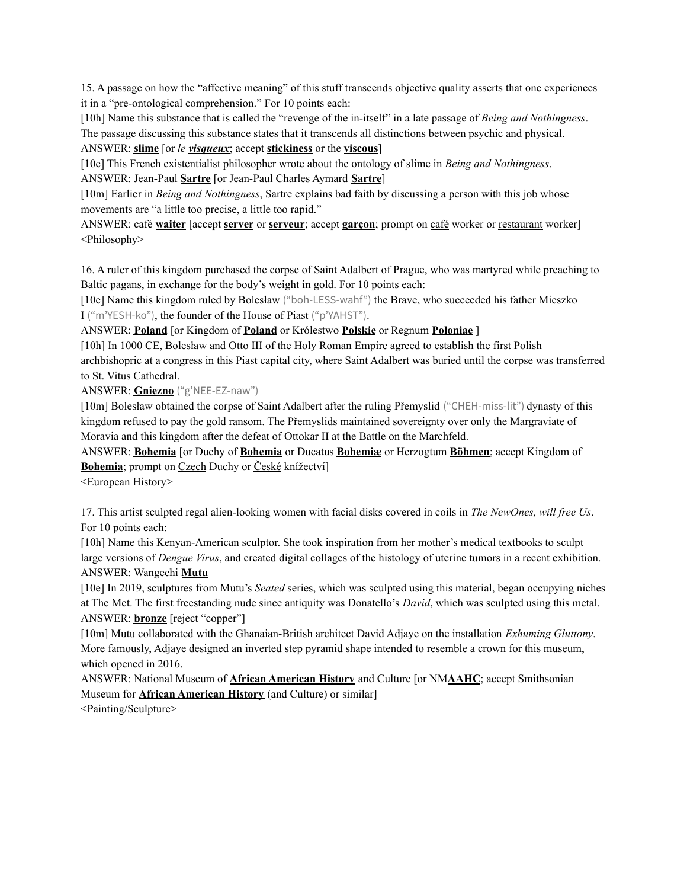15. A passage on how the "affective meaning" of this stuff transcends objective quality asserts that one experiences it in a "pre-ontological comprehension." For 10 points each:

[10h] Name this substance that is called the "revenge of the in-itself" in a late passage of *Being and Nothingness*. The passage discussing this substance states that it transcends all distinctions between psychic and physical.

ANSWER: **slime** [or *le* ***visqueux***; accept **stickiness** or the **viscous**]

[10e] This French existentialist philosopher wrote about the ontology of slime in *Being and Nothingness*.

ANSWER: Jean-Paul **Sartre** [or Jean-Paul Charles Aymard **Sartre**]

[10m] Earlier in *Being and Nothingness*, Sartre explains bad faith by discussing a person with this job whose movements are "a little too precise, a little too rapid."

ANSWER: café **waiter** [accept **server** or **serveur**; accept **garçon**; prompt on café worker or restaurant worker]

<Philosophy>

16. A ruler of this kingdom purchased the corpse of Saint Adalbert of Prague, who was martyred while preaching to Baltic pagans, in exchange for the body's weight in gold. For 10 points each:

[10e] Name this kingdom ruled by Bolesław ("boh-LESS-wahf") the Brave, who succeeded his father Mieszko I ("m'YESH-ko"), the founder of the House of Piast ("p'YAHST").

ANSWER: **Poland** [or Kingdom of **Poland** or Królestwo **Polskie** or Regnum **Poloniae** ]

[10h] In 1000 CE, Bolesław and Otto III of the Holy Roman Empire agreed to establish the first Polish archbishopric at a congress in this Piast capital city, where Saint Adalbert was buried until the corpse was transferred to St. Vitus Cathedral.

ANSWER: **Gniezno** ("g'NEE-EZ-naw")

[10m] Bolesław obtained the corpse of Saint Adalbert after the ruling Přemyslid ("CHEH-miss-lit") dynasty of this kingdom refused to pay the gold ransom. The Přemyslids maintained sovereignty over only the Margraviate of Moravia and this kingdom after the defeat of Ottokar II at the Battle on the Marchfeld.

ANSWER: **Bohemia** [or Duchy of **Bohemia** or Ducatus **Bohemiæ** or Herzogtum **Böhmen**; accept Kingdom of **Bohemia**; prompt on Czech Duchy or České knížectví]

<European History>

17. This artist sculpted regal alien-looking women with facial disks covered in coils in *The NewOnes, will free Us*. For 10 points each:

[10h] Name this Kenyan-American sculptor. She took inspiration from her mother's medical textbooks to sculpt large versions of *Dengue Virus*, and created digital collages of the histology of uterine tumors in a recent exhibition.

ANSWER: Wangechi **Mutu**

[10e] In 2019, sculptures from Mutu's *Seated* series, which was sculpted using this material, began occupying niches at The Met. The first freestanding nude since antiquity was Donatello's *David*, which was sculpted using this metal.

ANSWER: **bronze** [reject "copper"]

[10m] Mutu collaborated with the Ghanaian-British architect David Adjaye on the installation *Exhuming Gluttony*. More famously, Adjaye designed an inverted step pyramid shape intended to resemble a crown for this museum, which opened in 2016.

ANSWER: National Museum of **African American History** and Culture [or NM**AAHC**; accept Smithsonian Museum for **African American History** (and Culture) or similar]

<Painting/Sculpture>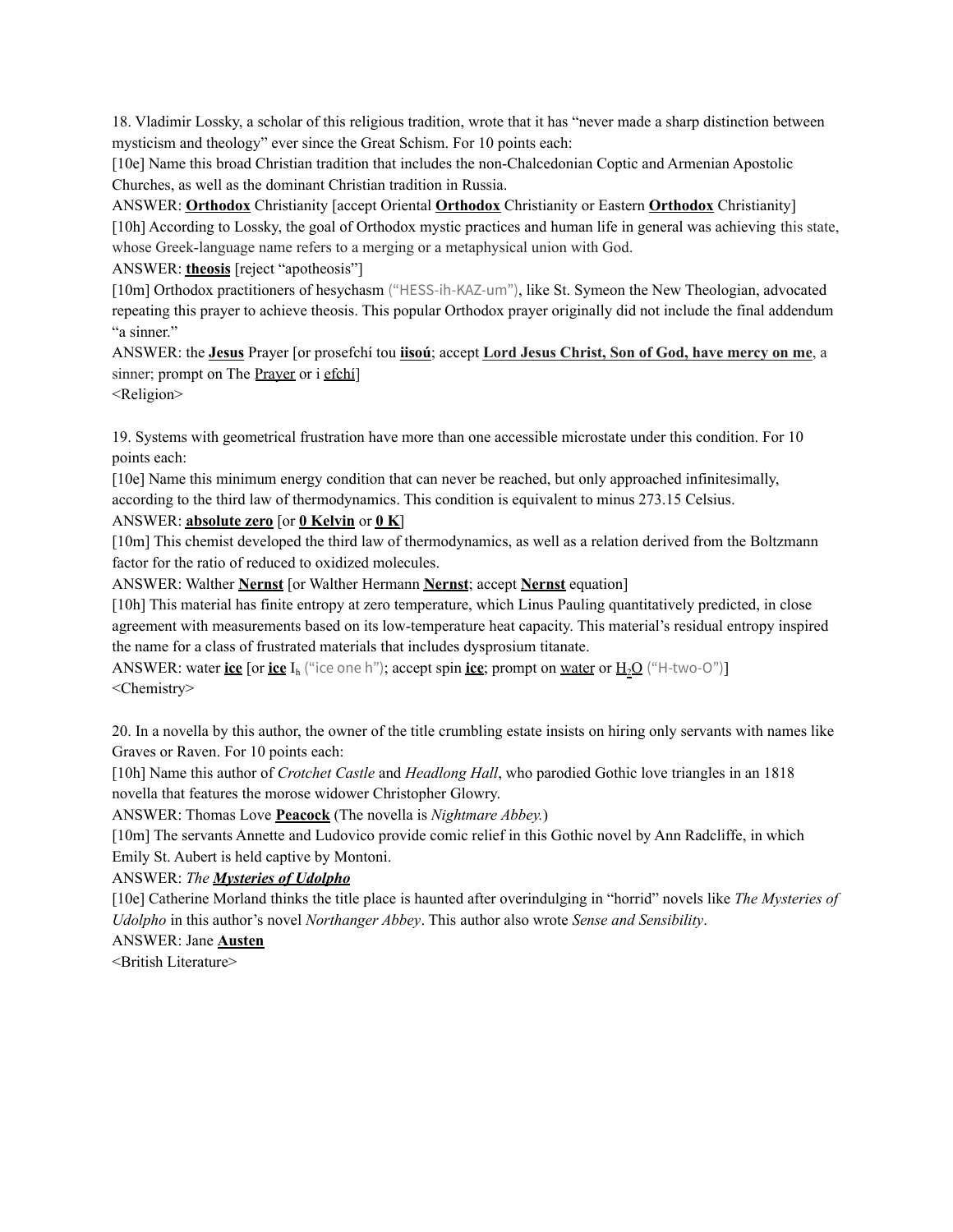18. Vladimir Lossky, a scholar of this religious tradition, wrote that it has "never made a sharp distinction between mysticism and theology" ever since the Great Schism. For 10 points each:

[10e] Name this broad Christian tradition that includes the non-Chalcedonian Coptic and Armenian Apostolic Churches, as well as the dominant Christian tradition in Russia.

ANSWER: **Orthodox** Christianity [accept Oriental **Orthodox** Christianity or Eastern **Orthodox** Christianity]

[10h] According to Lossky, the goal of Orthodox mystic practices and human life in general was achieving this state, whose Greek-language name refers to a merging or a metaphysical union with God.

ANSWER: **theosis** [reject "apotheosis"]

[10m] Orthodox practitioners of hesychasm ("HESS-ih-KAZ-um"), like St. Symeon the New Theologian, advocated repeating this prayer to achieve theosis. This popular Orthodox prayer originally did not include the final addendum "a sinner."

ANSWER: the **Jesus** Prayer [or prosefchí tou **iisoú**; accept **Lord Jesus Christ, Son of God, have mercy on me**, a sinner; prompt on The Prayer or i efchí]

<Religion>

19. Systems with geometrical frustration have more than one accessible microstate under this condition. For 10 points each:

[10e] Name this minimum energy condition that can never be reached, but only approached infinitesimally, according to the third law of thermodynamics. This condition is equivalent to minus 273.15 Celsius.

ANSWER: **absolute zero** [or **0 Kelvin** or **0 K**]

[10m] This chemist developed the third law of thermodynamics, as well as a relation derived from the Boltzmann factor for the ratio of reduced to oxidized molecules.

ANSWER: Walther **Nernst** [or Walther Hermann **Nernst**; accept **Nernst** equation]

[10h] This material has finite entropy at zero temperature, which Linus Pauling quantitatively predicted, in close agreement with measurements based on its low-temperature heat capacity. This material's residual entropy inspired the name for a class of frustrated materials that includes dysprosium titanate.

ANSWER: water **ice** [or **ice** $I_h$ ("ice one h"); accept spin **ice**; prompt on water or $H_2O$ ("H-two-O")]

<Chemistry>

20. In a novella by this author, the owner of the title crumbling estate insists on hiring only servants with names like Graves or Raven. For 10 points each:

[10h] Name this author of *Crotchet Castle* and *Headlong Hall*, who parodied Gothic love triangles in an 1818 novella that features the morose widower Christopher Glowry.

ANSWER: Thomas Love **Peacock** (The novella is *Nightmare Abbey.*)

[10m] The servants Annette and Ludovico provide comic relief in this Gothic novel by Ann Radcliffe, in which Emily St. Aubert is held captive by Montoni.

ANSWER: *The* ***Mysteries of Udolpho***

[10e] Catherine Morland thinks the title place is haunted after overindulging in "horrid" novels like *The Mysteries of Udolpho* in this author's novel *Northanger Abbey*. This author also wrote *Sense and Sensibility*.

ANSWER: Jane **Austen**

<British Literature>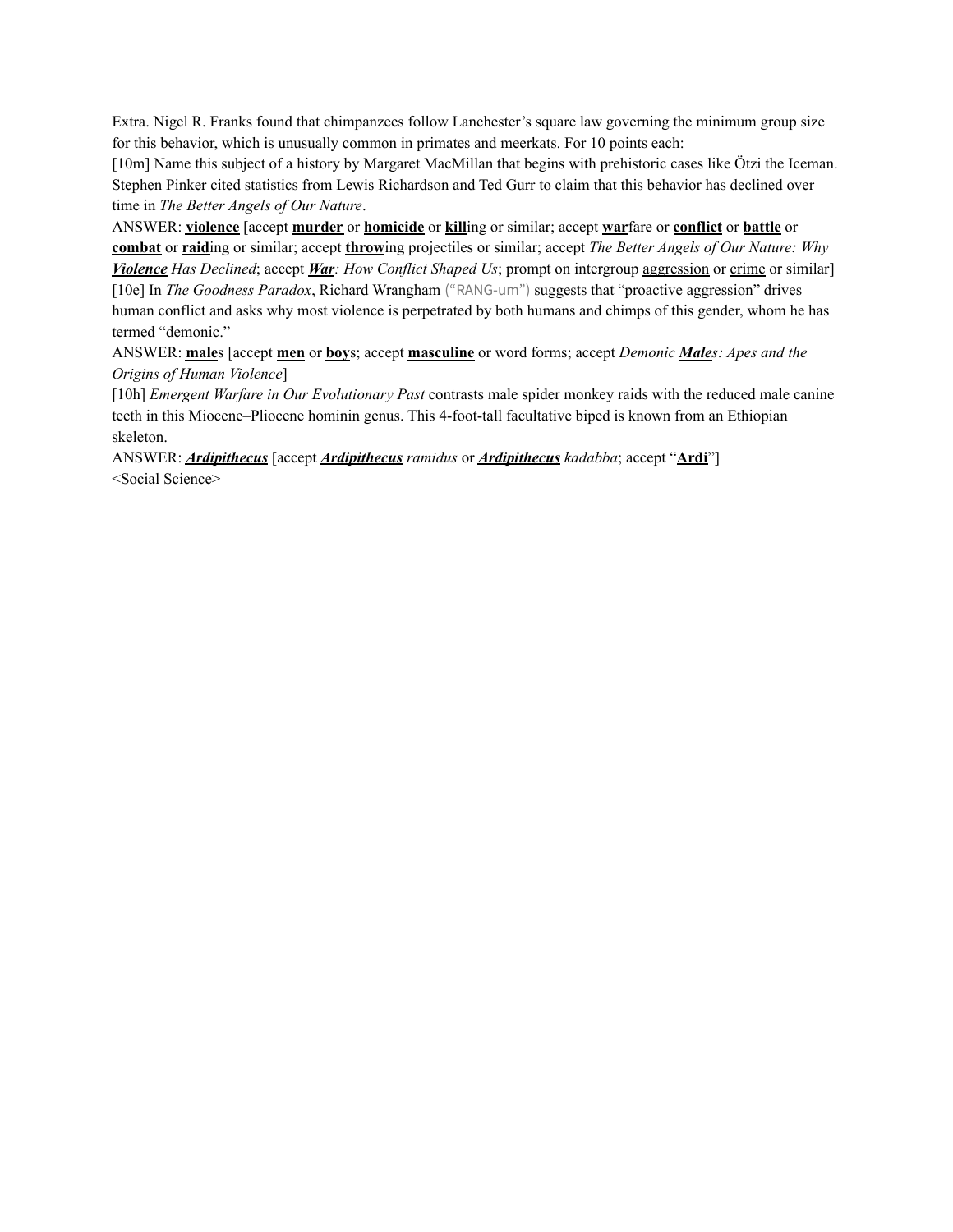Extra. Nigel R. Franks found that chimpanzees follow Lanchester's square law governing the minimum group size for this behavior, which is unusually common in primates and meerkats. For 10 points each:

[10m] Name this subject of a history by Margaret MacMillan that begins with prehistoric cases like Ötzi the Iceman. Stephen Pinker cited statistics from Lewis Richardson and Ted Gurr to claim that this behavior has declined over time in *The Better Angels of Our Nature*.

ANSWER: **violence** [accept **murder** or **homicide** or **kill**ing or similar; accept **war**fare or **conflict** or **battle** or **combat** or **raid**ing or similar; accept **throw**ing projectiles or similar; accept *The Better Angels of Our Nature: Why **Violence** Has Declined*; accept ***War**: How Conflict Shaped Us*; prompt on intergroup aggression or crime or similar]

[10e] In *The Goodness Paradox*, Richard Wrangham ("RANG-um") suggests that "proactive aggression" drives human conflict and asks why most violence is perpetrated by both humans and chimps of this gender, whom he has termed "demonic."

ANSWER: **male**s [accept **men** or **boy**s; accept **masculine** or word forms; accept *Demonic **Male**s: Apes and the Origins of Human Violence*]

[10h] *Emergent Warfare in Our Evolutionary Past* contrasts male spider monkey raids with the reduced male canine teeth in this Miocene–Pliocene hominin genus. This 4-foot-tall facultative biped is known from an Ethiopian skeleton.

ANSWER: ***Ardipithecus*** [accept ***Ardipithecus** ramidus* or ***Ardipithecus** kadabba*; accept "**Ardi**"]

<Social Science>